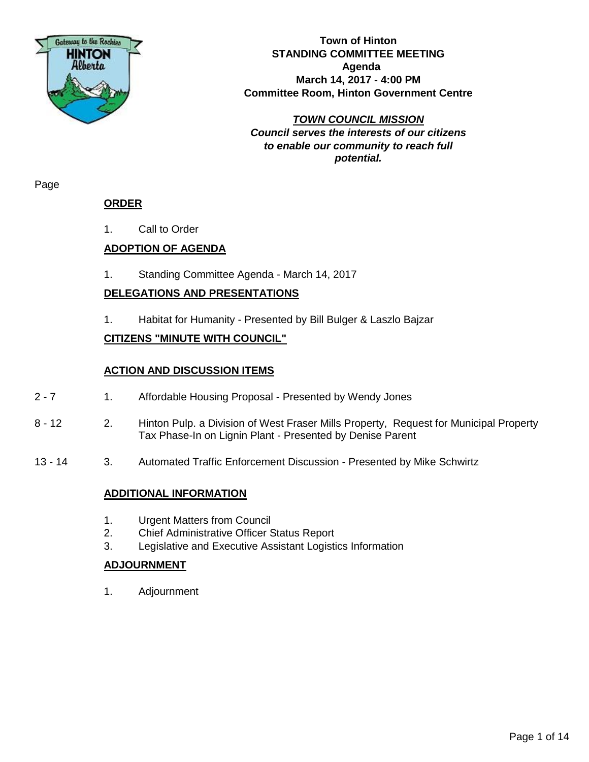**Town of Hinton**
**STANDING COMMITTEE MEETING**
**Agenda**
**March 14, 2017 - 4:00 PM**
**Committee Room, Hinton Government Centre**

***TOWN COUNCIL MISSION***
***Council serves the interests of our citizens to enable our community to reach full potential.***

Page

## ORDER

1. Call to Order

## ADOPTION OF AGENDA

1. Standing Committee Agenda - March 14, 2017

## DELEGATIONS AND PRESENTATIONS

1. Habitat for Humanity - Presented by Bill Bulger & Laszlo Bajzar

## CITIZENS "MINUTE WITH COUNCIL"

## ACTION AND DISCUSSION ITEMS

| Page | | |
|---|---|---|
| 2 - 7 | 1. | Affordable Housing Proposal - Presented by Wendy Jones |
| 8 - 12 | 2. | Hinton Pulp. a Division of West Fraser Mills Property, Request for Municipal Property Tax Phase-In on Lignin Plant - Presented by Denise Parent |
| 13 - 14 | 3. | Automated Traffic Enforcement Discussion - Presented by Mike Schwirtz |

## ADDITIONAL INFORMATION

1. Urgent Matters from Council
2. Chief Administrative Officer Status Report
3. Legislative and Executive Assistant Logistics Information

## ADJOURNMENT

1. Adjournment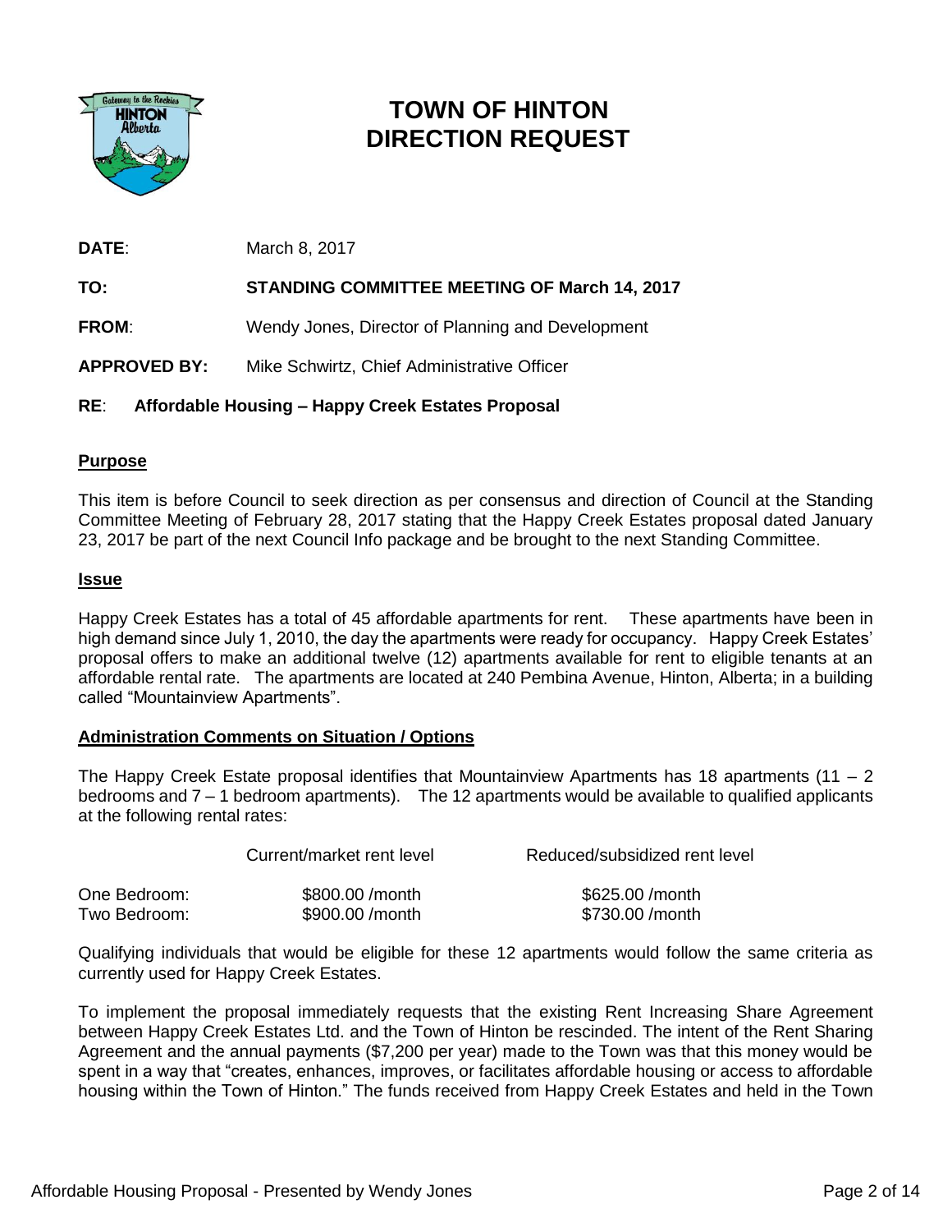# TOWN OF HINTON
# DIRECTION REQUEST

**DATE**: March 8, 2017

**TO: STANDING COMMITTEE MEETING OF March 14, 2017**

**FROM**: Wendy Jones, Director of Planning and Development

**APPROVED BY:** Mike Schwirtz, Chief Administrative Officer

**RE**: **Affordable Housing – Happy Creek Estates Proposal**

## Purpose

This item is before Council to seek direction as per consensus and direction of Council at the Standing Committee Meeting of February 28, 2017 stating that the Happy Creek Estates proposal dated January 23, 2017 be part of the next Council Info package and be brought to the next Standing Committee.

## Issue

Happy Creek Estates has a total of 45 affordable apartments for rent. These apartments have been in high demand since July 1, 2010, the day the apartments were ready for occupancy. Happy Creek Estates' proposal offers to make an additional twelve (12) apartments available for rent to eligible tenants at an affordable rental rate. The apartments are located at 240 Pembina Avenue, Hinton, Alberta; in a building called "Mountainview Apartments".

## Administration Comments on Situation / Options

The Happy Creek Estate proposal identifies that Mountainview Apartments has 18 apartments (11 – 2 bedrooms and 7 – 1 bedroom apartments). The 12 apartments would be available to qualified applicants at the following rental rates:

| | Current/market rent level | Reduced/subsidized rent level |
|---|---|---|
| One Bedroom: | $800.00 /month | $625.00 /month |
| Two Bedroom: | $900.00 /month | $730.00 /month |

Qualifying individuals that would be eligible for these 12 apartments would follow the same criteria as currently used for Happy Creek Estates.

To implement the proposal immediately requests that the existing Rent Increasing Share Agreement between Happy Creek Estates Ltd. and the Town of Hinton be rescinded. The intent of the Rent Sharing Agreement and the annual payments ($7,200 per year) made to the Town was that this money would be spent in a way that "creates, enhances, improves, or facilitates affordable housing or access to affordable housing within the Town of Hinton." The funds received from Happy Creek Estates and held in the Town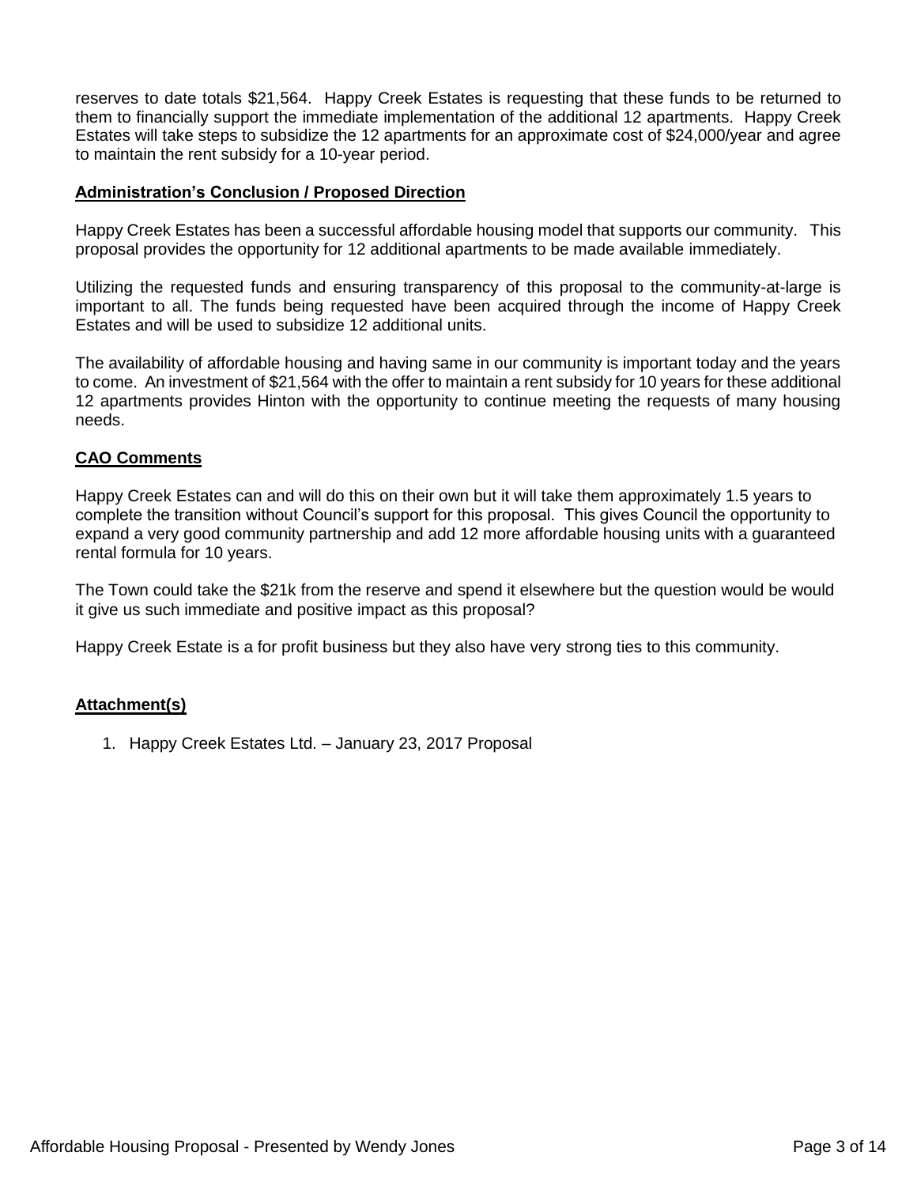reserves to date totals $21,564. Happy Creek Estates is requesting that these funds to be returned to them to financially support the immediate implementation of the additional 12 apartments. Happy Creek Estates will take steps to subsidize the 12 apartments for an approximate cost of $24,000/year and agree to maintain the rent subsidy for a 10-year period.

## **Administration's Conclusion / Proposed Direction**

Happy Creek Estates has been a successful affordable housing model that supports our community. This proposal provides the opportunity for 12 additional apartments to be made available immediately.

Utilizing the requested funds and ensuring transparency of this proposal to the community-at-large is important to all. The funds being requested have been acquired through the income of Happy Creek Estates and will be used to subsidize 12 additional units.

The availability of affordable housing and having same in our community is important today and the years to come. An investment of $21,564 with the offer to maintain a rent subsidy for 10 years for these additional 12 apartments provides Hinton with the opportunity to continue meeting the requests of many housing needs.

## **CAO Comments**

Happy Creek Estates can and will do this on their own but it will take them approximately 1.5 years to complete the transition without Council's support for this proposal. This gives Council the opportunity to expand a very good community partnership and add 12 more affordable housing units with a guaranteed rental formula for 10 years.

The Town could take the $21k from the reserve and spend it elsewhere but the question would be would it give us such immediate and positive impact as this proposal?

Happy Creek Estate is a for profit business but they also have very strong ties to this community.

## **Attachment(s)**

1. Happy Creek Estates Ltd. – January 23, 2017 Proposal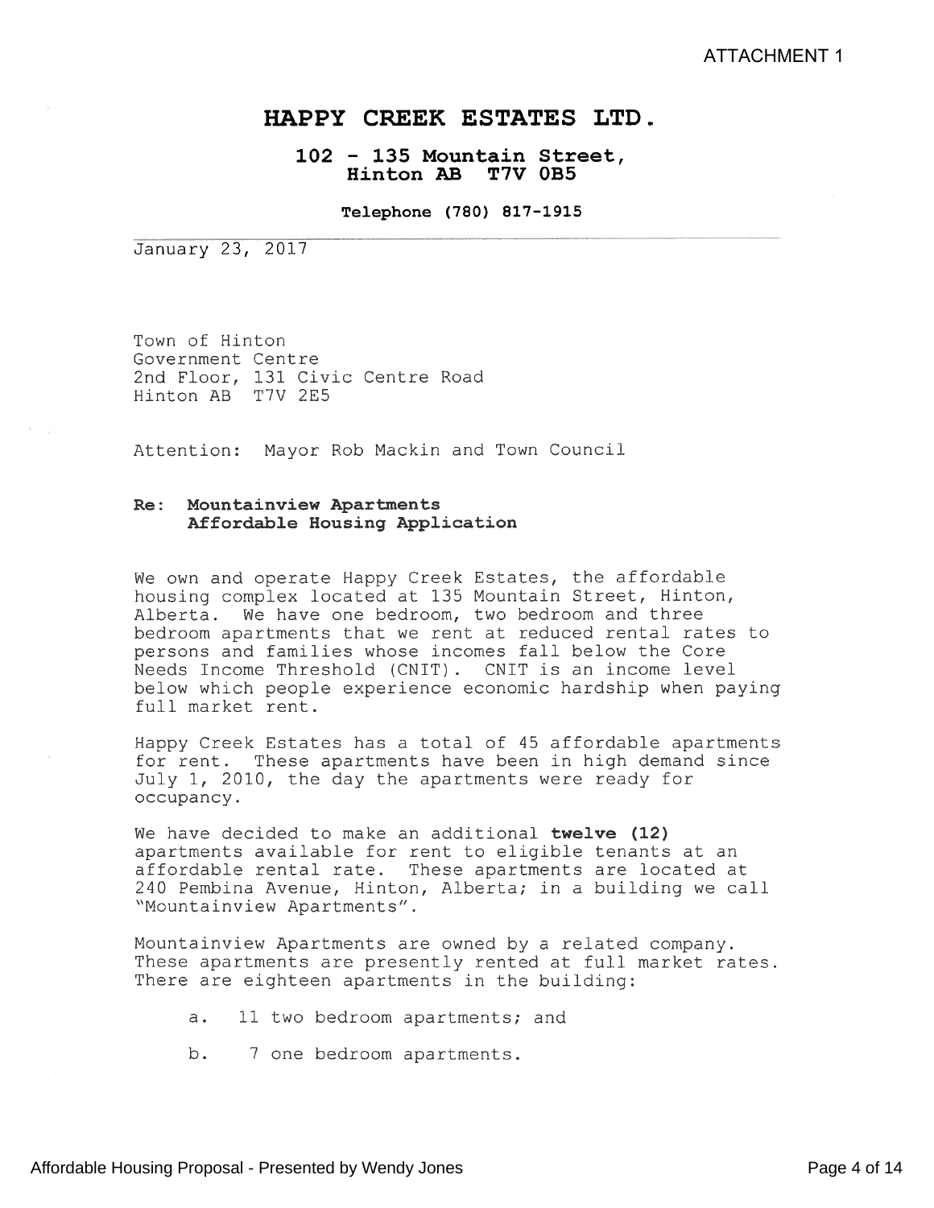ATTACHMENT 1

# HAPPY CREEK ESTATES LTD.

**102 - 135 Mountain Street,**
**Hinton AB T7V 0B5**

**Telephone (780) 817-1915**

January 23, 2017

Town of Hinton
Government Centre
2nd Floor, 131 Civic Centre Road
Hinton AB T7V 2E5

Attention: Mayor Rob Mackin and Town Council

**Re: Mountainview Apartments**
**Affordable Housing Application**

We own and operate Happy Creek Estates, the affordable housing complex located at 135 Mountain Street, Hinton, Alberta. We have one bedroom, two bedroom and three bedroom apartments that we rent at reduced rental rates to persons and families whose incomes fall below the Core Needs Income Threshold (CNIT). CNIT is an income level below which people experience economic hardship when paying full market rent.

Happy Creek Estates has a total of 45 affordable apartments for rent. These apartments have been in high demand since July 1, 2010, the day the apartments were ready for occupancy.

We have decided to make an additional **twelve (12)** apartments available for rent to eligible tenants at an affordable rental rate. These apartments are located at 240 Pembina Avenue, Hinton, Alberta; in a building we call "Mountainview Apartments".

Mountainview Apartments are owned by a related company. These apartments are presently rented at full market rates. There are eighteen apartments in the building:

a. 11 two bedroom apartments; and

b. 7 one bedroom apartments.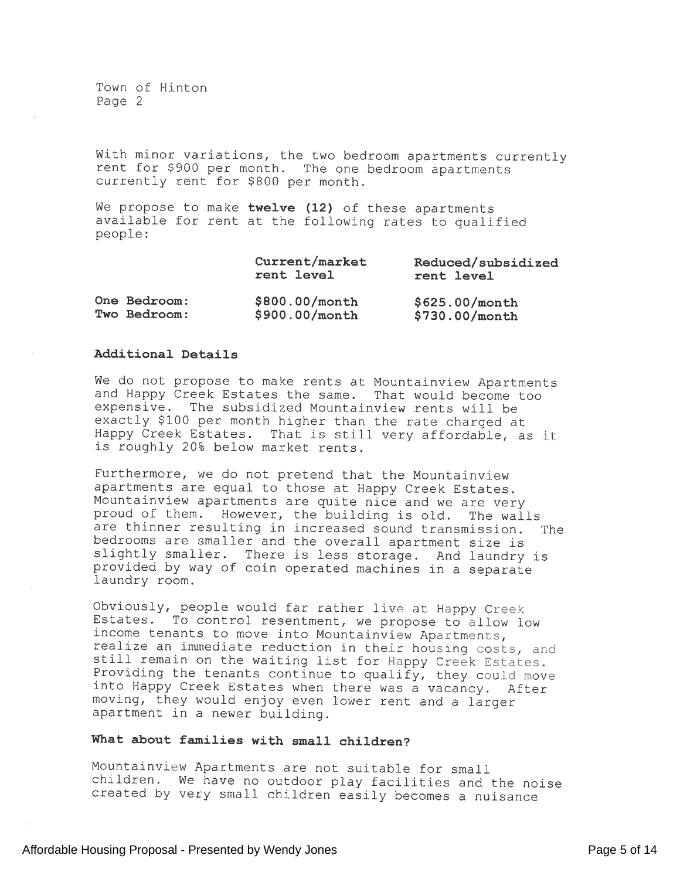Town of Hinton
Page 2

With minor variations, the two bedroom apartments currently rent for $900 per month. The one bedroom apartments currently rent for $800 per month.

We propose to make **twelve (12)** of these apartments available for rent at the following rates to qualified people:

| | **Current/market rent level** | **Reduced/subsidized rent level** |
|---|---|---|
| **One Bedroom:** | **$800.00/month** | **$625.00/month** |
| **Two Bedroom:** | **$900.00/month** | **$730.00/month** |

### Additional Details

We do not propose to make rents at Mountainview Apartments and Happy Creek Estates the same. That would become too expensive. The subsidized Mountainview rents will be exactly $100 per month higher than the rate charged at Happy Creek Estates. That is still very affordable, as it is roughly 20% below market rents.

Furthermore, we do not pretend that the Mountainview apartments are equal to those at Happy Creek Estates. Mountainview apartments are quite nice and we are very proud of them. However, the building is old. The walls are thinner resulting in increased sound transmission. The bedrooms are smaller and the overall apartment size is slightly smaller. There is less storage. And laundry is provided by way of coin operated machines in a separate laundry room.

Obviously, people would far rather live at Happy Creek Estates. To control resentment, we propose to allow low income tenants to move into Mountainview Apartments, realize an immediate reduction in their housing costs, and still remain on the waiting list for Happy Creek Estates. Providing the tenants continue to qualify, they could move into Happy Creek Estates when there was a vacancy. After moving, they would enjoy even lower rent and a larger apartment in a newer building.

### What about families with small children?

Mountainview Apartments are not suitable for small children. We have no outdoor play facilities and the noise created by very small children easily becomes a nuisance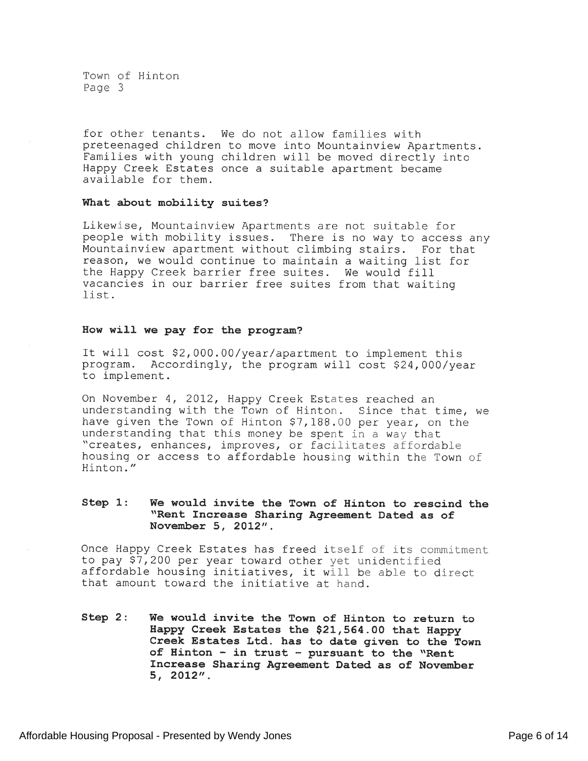for other tenants. We do not allow families with preteenaged children to move into Mountainview Apartments. Families with young children will be moved directly into Happy Creek Estates once a suitable apartment became available for them.

**What about mobility suites?**

Likewise, Mountainview Apartments are not suitable for people with mobility issues. There is no way to access any Mountainview apartment without climbing stairs. For that reason, we would continue to maintain a waiting list for the Happy Creek barrier free suites. We would fill vacancies in our barrier free suites from that waiting list.

**How will we pay for the program?**

It will cost $2,000.00/year/apartment to implement this program. Accordingly, the program will cost $24,000/year to implement.

On November 4, 2012, Happy Creek Estates reached an understanding with the Town of Hinton. Since that time, we have given the Town of Hinton $7,188.00 per year, on the understanding that this money be spent in a way that "creates, enhances, improves, or facilitates affordable housing or access to affordable housing within the Town of Hinton."

**Step 1: We would invite the Town of Hinton to rescind the "Rent Increase Sharing Agreement Dated as of November 5, 2012".**

Once Happy Creek Estates has freed itself of its commitment to pay $7,200 per year toward other yet unidentified affordable housing initiatives, it will be able to direct that amount toward the initiative at hand.

**Step 2: We would invite the Town of Hinton to return to Happy Creek Estates the $21,564.00 that Happy Creek Estates Ltd. has to date given to the Town of Hinton - in trust - pursuant to the "Rent Increase Sharing Agreement Dated as of November 5, 2012".**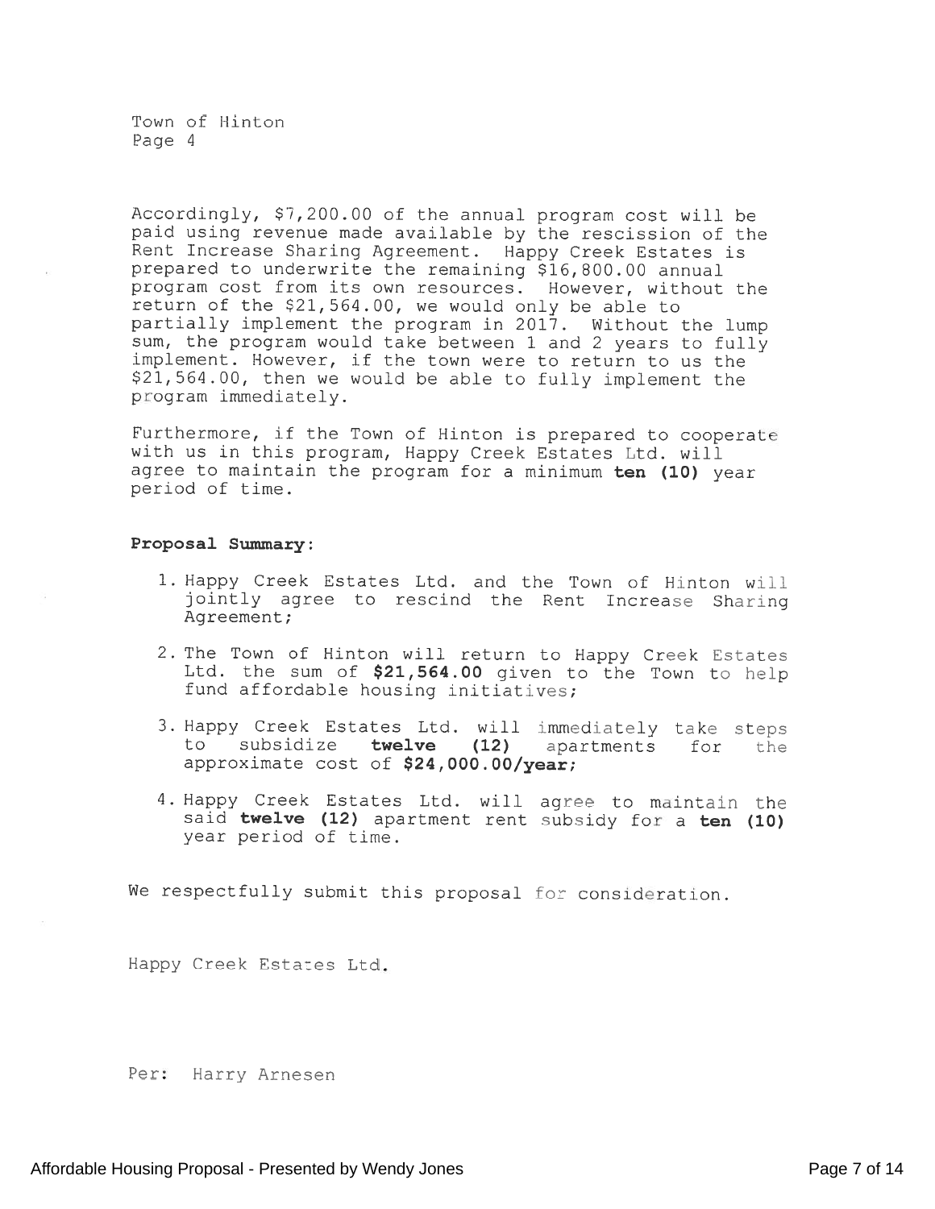Town of Hinton
Page 4

Accordingly, $7,200.00 of the annual program cost will be paid using revenue made available by the rescission of the Rent Increase Sharing Agreement. Happy Creek Estates is prepared to underwrite the remaining $16,800.00 annual program cost from its own resources. However, without the return of the $21,564.00, we would only be able to partially implement the program in 2017. Without the lump sum, the program would take between 1 and 2 years to fully implement. However, if the town were to return to us the $21,564.00, then we would be able to fully implement the program immediately.

Furthermore, if the Town of Hinton is prepared to cooperate with us in this program, Happy Creek Estates Ltd. will agree to maintain the program for a minimum **ten (10)** year period of time.

**Proposal Summary:**

1. Happy Creek Estates Ltd. and the Town of Hinton will jointly agree to rescind the Rent Increase Sharing Agreement;
2. The Town of Hinton will return to Happy Creek Estates Ltd. the sum of **$21,564.00** given to the Town to help fund affordable housing initiatives;
3. Happy Creek Estates Ltd. will immediately take steps to subsidize **twelve (12)** apartments for the approximate cost of **$24,000.00/year;**
4. Happy Creek Estates Ltd. will agree to maintain the said **twelve (12)** apartment rent subsidy for a **ten (10)** year period of time.

We respectfully submit this proposal for consideration.

Happy Creek Estates Ltd.

Per: Harry Arnesen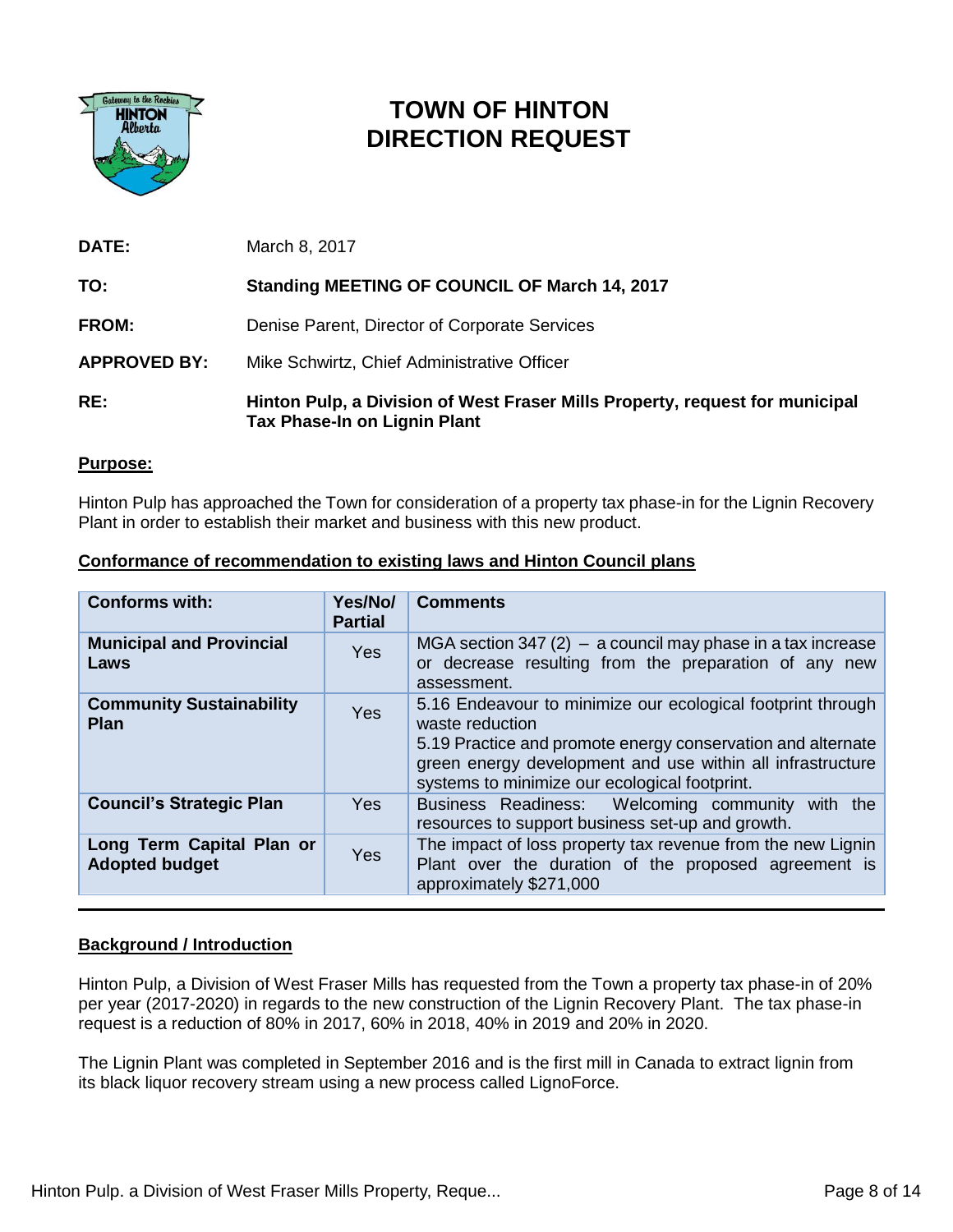# TOWN OF HINTON
# DIRECTION REQUEST

**DATE:** March 8, 2017

**TO:** **Standing MEETING OF COUNCIL OF March 14, 2017**

**FROM:** Denise Parent, Director of Corporate Services

**APPROVED BY:** Mike Schwirtz, Chief Administrative Officer

**RE:** **Hinton Pulp, a Division of West Fraser Mills Property, request for municipal Tax Phase-In on Lignin Plant**

## Purpose:

Hinton Pulp has approached the Town for consideration of a property tax phase-in for the Lignin Recovery Plant in order to establish their market and business with this new product.

## Conformance of recommendation to existing laws and Hinton Council plans

| Conforms with: | Yes/No/ Partial | Comments |
|---|---|---|
| **Municipal and Provincial Laws** | Yes | MGA section 347 (2) – a council may phase in a tax increase or decrease resulting from the preparation of any new assessment. |
| **Community Sustainability Plan** | Yes | 5.16 Endeavour to minimize our ecological footprint through waste reduction<br>5.19 Practice and promote energy conservation and alternate green energy development and use within all infrastructure systems to minimize our ecological footprint. |
| **Council's Strategic Plan** | Yes | Business Readiness: Welcoming community with the resources to support business set-up and growth. |
| **Long Term Capital Plan or Adopted budget** | Yes | The impact of loss property tax revenue from the new Lignin Plant over the duration of the proposed agreement is approximately $271,000 |

## Background / Introduction

Hinton Pulp, a Division of West Fraser Mills has requested from the Town a property tax phase-in of 20% per year (2017-2020) in regards to the new construction of the Lignin Recovery Plant. The tax phase-in request is a reduction of 80% in 2017, 60% in 2018, 40% in 2019 and 20% in 2020.

The Lignin Plant was completed in September 2016 and is the first mill in Canada to extract lignin from its black liquor recovery stream using a new process called LignoForce.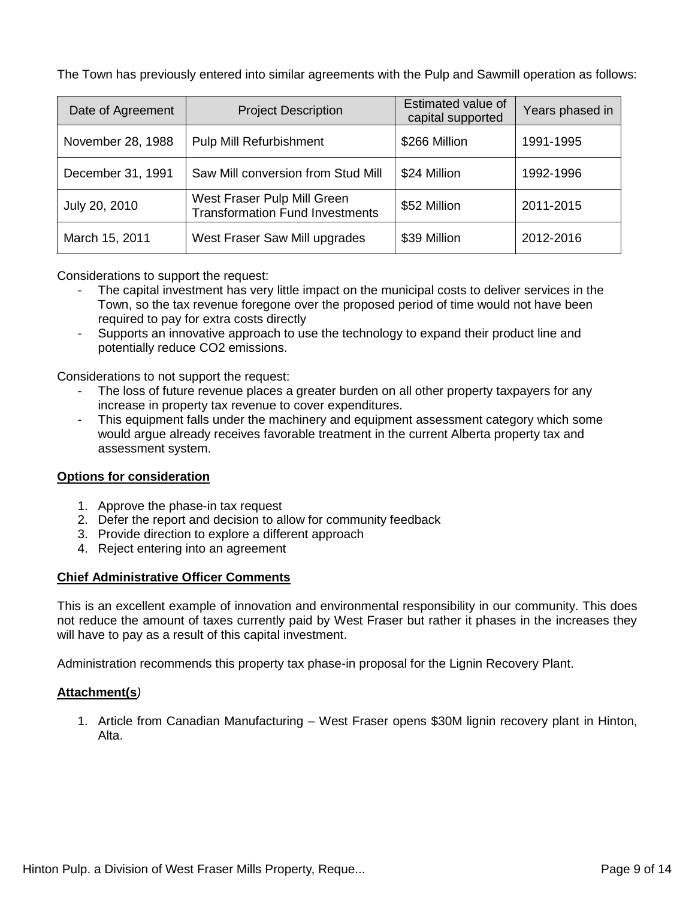The Town has previously entered into similar agreements with the Pulp and Sawmill operation as follows:

| Date of Agreement | Project Description | Estimated value of capital supported | Years phased in |
|---|---|---|---|
| November 28, 1988 | Pulp Mill Refurbishment | $266 Million | 1991-1995 |
| December 31, 1991 | Saw Mill conversion from Stud Mill | $24 Million | 1992-1996 |
| July 20, 2010 | West Fraser Pulp Mill Green Transformation Fund Investments | $52 Million | 2011-2015 |
| March 15, 2011 | West Fraser Saw Mill upgrades | $39 Million | 2012-2016 |

Considerations to support the request:

- The capital investment has very little impact on the municipal costs to deliver services in the Town, so the tax revenue foregone over the proposed period of time would not have been required to pay for extra costs directly
- Supports an innovative approach to use the technology to expand their product line and potentially reduce $CO_2$ emissions.

Considerations to not support the request:

- The loss of future revenue places a greater burden on all other property taxpayers for any increase in property tax revenue to cover expenditures.
- This equipment falls under the machinery and equipment assessment category which some would argue already receives favorable treatment in the current Alberta property tax and assessment system.

**Options for consideration**

1. Approve the phase-in tax request
2. Defer the report and decision to allow for community feedback
3. Provide direction to explore a different approach
4. Reject entering into an agreement

**Chief Administrative Officer Comments**

This is an excellent example of innovation and environmental responsibility in our community. This does not reduce the amount of taxes currently paid by West Fraser but rather it phases in the increases they will have to pay as a result of this capital investment.

Administration recommends this property tax phase-in proposal for the Lignin Recovery Plant.

**Attachment(s)**

1. Article from Canadian Manufacturing – West Fraser opens $30M lignin recovery plant in Hinton, Alta.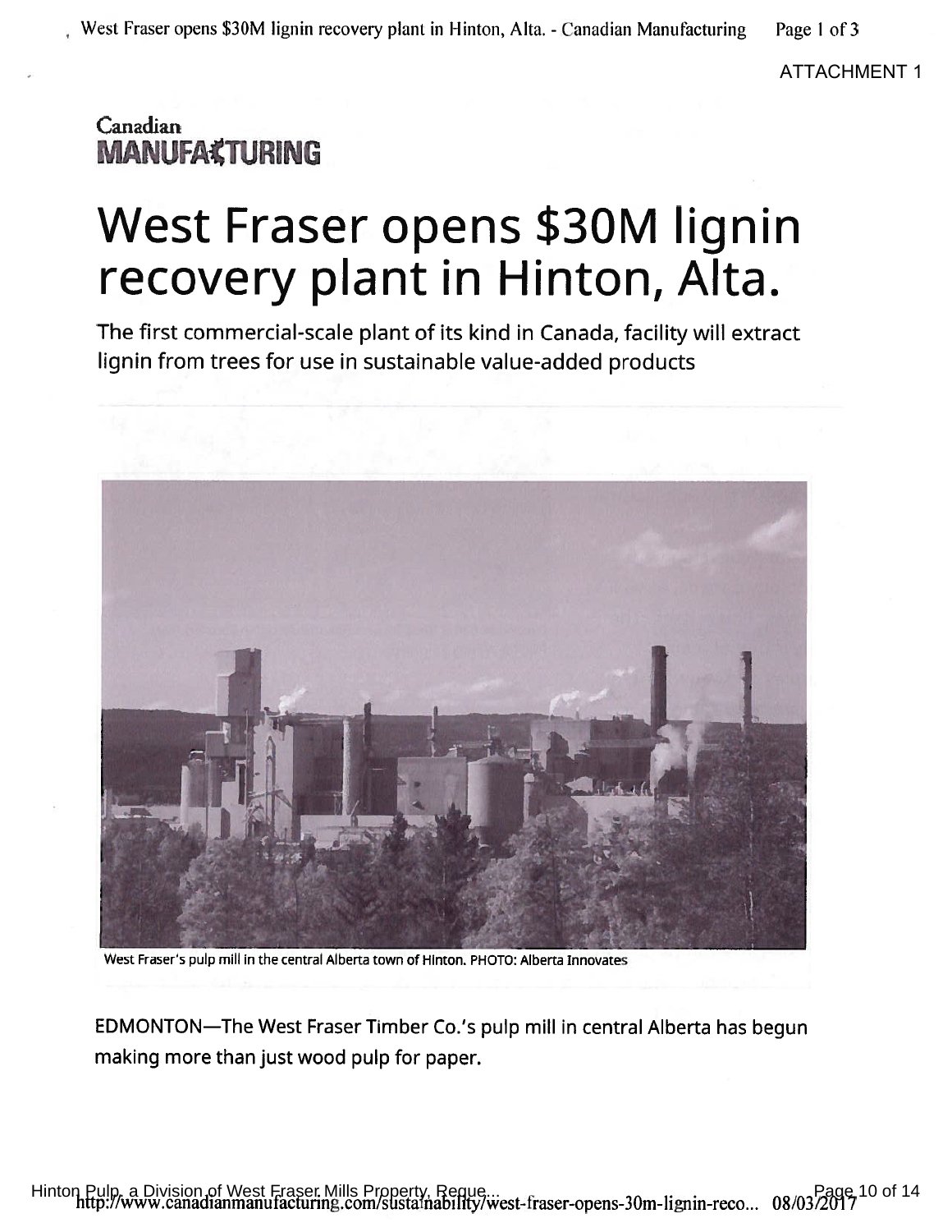ATTACHMENT 1

Canadian MANUFACTURING

# West Fraser opens $30M lignin recovery plant in Hinton, Alta.

The first commercial-scale plant of its kind in Canada, facility will extract lignin from trees for use in sustainable value-added products

West Fraser's pulp mill in the central Alberta town of Hinton. PHOTO: Alberta Innovates

EDMONTON—The West Fraser Timber Co.'s pulp mill in central Alberta has begun making more than just wood pulp for paper.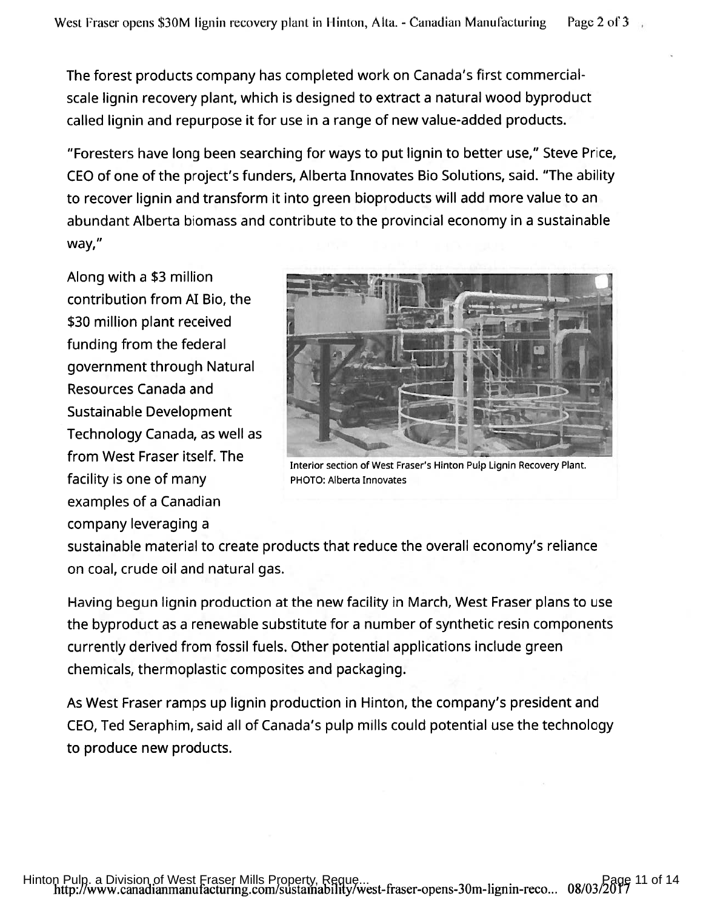The forest products company has completed work on Canada's first commercial-scale lignin recovery plant, which is designed to extract a natural wood byproduct called lignin and repurpose it for use in a range of new value-added products.

"Foresters have long been searching for ways to put lignin to better use," Steve Price, CEO of one of the project's funders, Alberta Innovates Bio Solutions, said. "The ability to recover lignin and transform it into green bioproducts will add more value to an abundant Alberta biomass and contribute to the provincial economy in a sustainable way,"

Along with a $3 million contribution from AI Bio, the $30 million plant received funding from the federal government through Natural Resources Canada and Sustainable Development Technology Canada, as well as from West Fraser itself. The facility is one of many examples of a Canadian company leveraging a sustainable material to create products that reduce the overall economy's reliance on coal, crude oil and natural gas.

Interior section of West Fraser's Hinton Pulp Lignin Recovery Plant. PHOTO: Alberta Innovates

Having begun lignin production at the new facility in March, West Fraser plans to use the byproduct as a renewable substitute for a number of synthetic resin components currently derived from fossil fuels. Other potential applications include green chemicals, thermoplastic composites and packaging.

As West Fraser ramps up lignin production in Hinton, the company's president and CEO, Ted Seraphim, said all of Canada's pulp mills could potential use the technology to produce new products.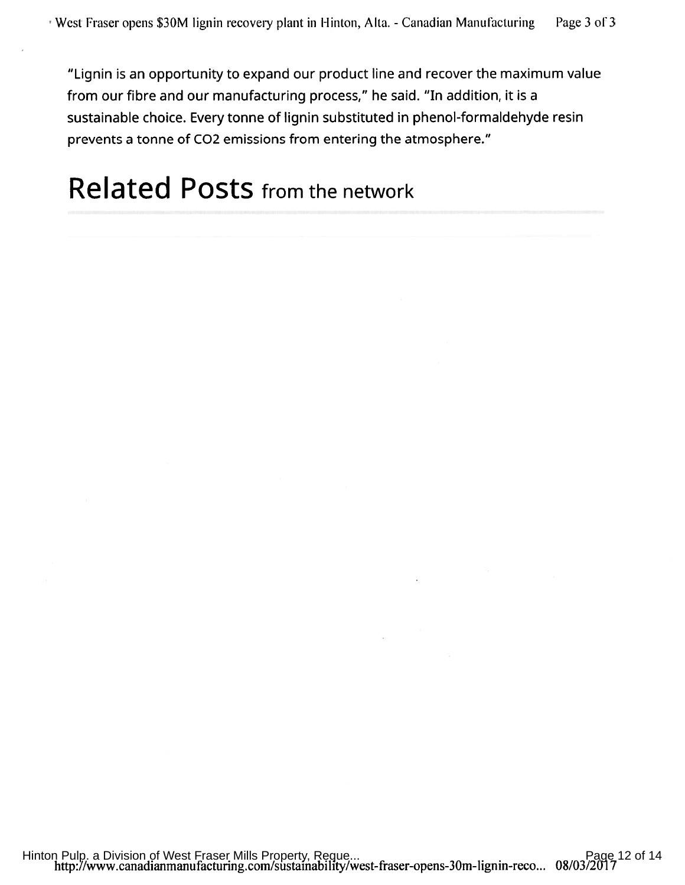"Lignin is an opportunity to expand our product line and recover the maximum value from our fibre and our manufacturing process," he said. "In addition, it is a sustainable choice. Every tonne of lignin substituted in phenol-formaldehyde resin prevents a tonne of $CO_2$ emissions from entering the atmosphere."

## Related Posts from the network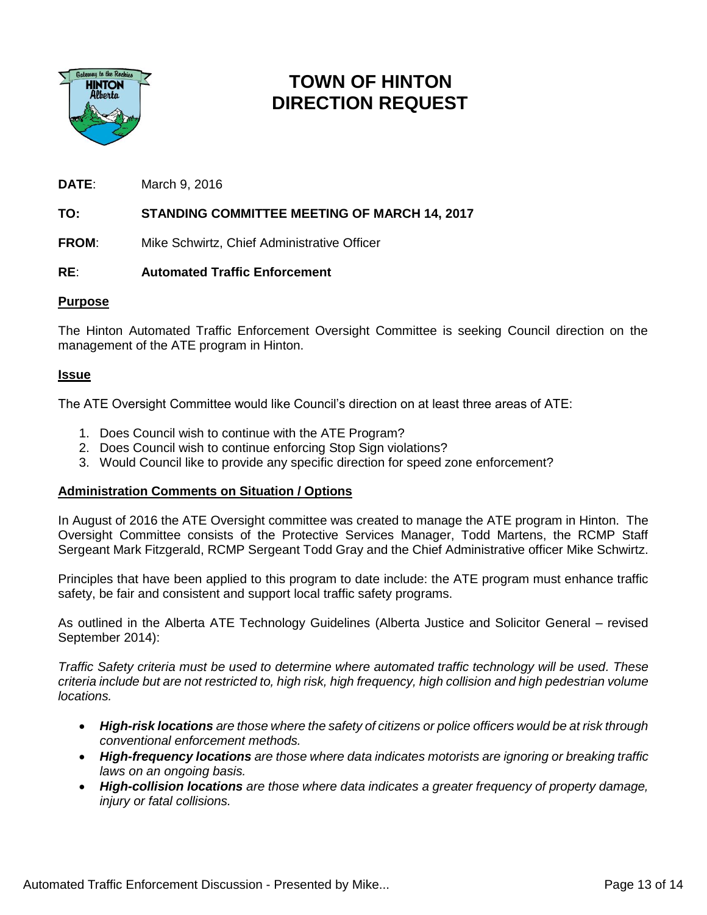# TOWN OF HINTON DIRECTION REQUEST

**DATE**: March 9, 2016

**TO: STANDING COMMITTEE MEETING OF MARCH 14, 2017**

**FROM**: Mike Schwirtz, Chief Administrative Officer

**RE**: **Automated Traffic Enforcement**

## Purpose

The Hinton Automated Traffic Enforcement Oversight Committee is seeking Council direction on the management of the ATE program in Hinton.

## Issue

The ATE Oversight Committee would like Council's direction on at least three areas of ATE:

1. Does Council wish to continue with the ATE Program?
2. Does Council wish to continue enforcing Stop Sign violations?
3. Would Council like to provide any specific direction for speed zone enforcement?

## Administration Comments on Situation / Options

In August of 2016 the ATE Oversight committee was created to manage the ATE program in Hinton. The Oversight Committee consists of the Protective Services Manager, Todd Martens, the RCMP Staff Sergeant Mark Fitzgerald, RCMP Sergeant Todd Gray and the Chief Administrative officer Mike Schwirtz.

Principles that have been applied to this program to date include: the ATE program must enhance traffic safety, be fair and consistent and support local traffic safety programs.

As outlined in the Alberta ATE Technology Guidelines (Alberta Justice and Solicitor General – revised September 2014):

*Traffic Safety criteria must be used to determine where automated traffic technology will be used. These criteria include but are not restricted to, high risk, high frequency, high collision and high pedestrian volume locations.*

- ***High-risk locations** are those where the safety of citizens or police officers would be at risk through conventional enforcement methods.*
- ***High-frequency locations** are those where data indicates motorists are ignoring or breaking traffic laws on an ongoing basis.*
- ***High-collision locations** are those where data indicates a greater frequency of property damage, injury or fatal collisions.*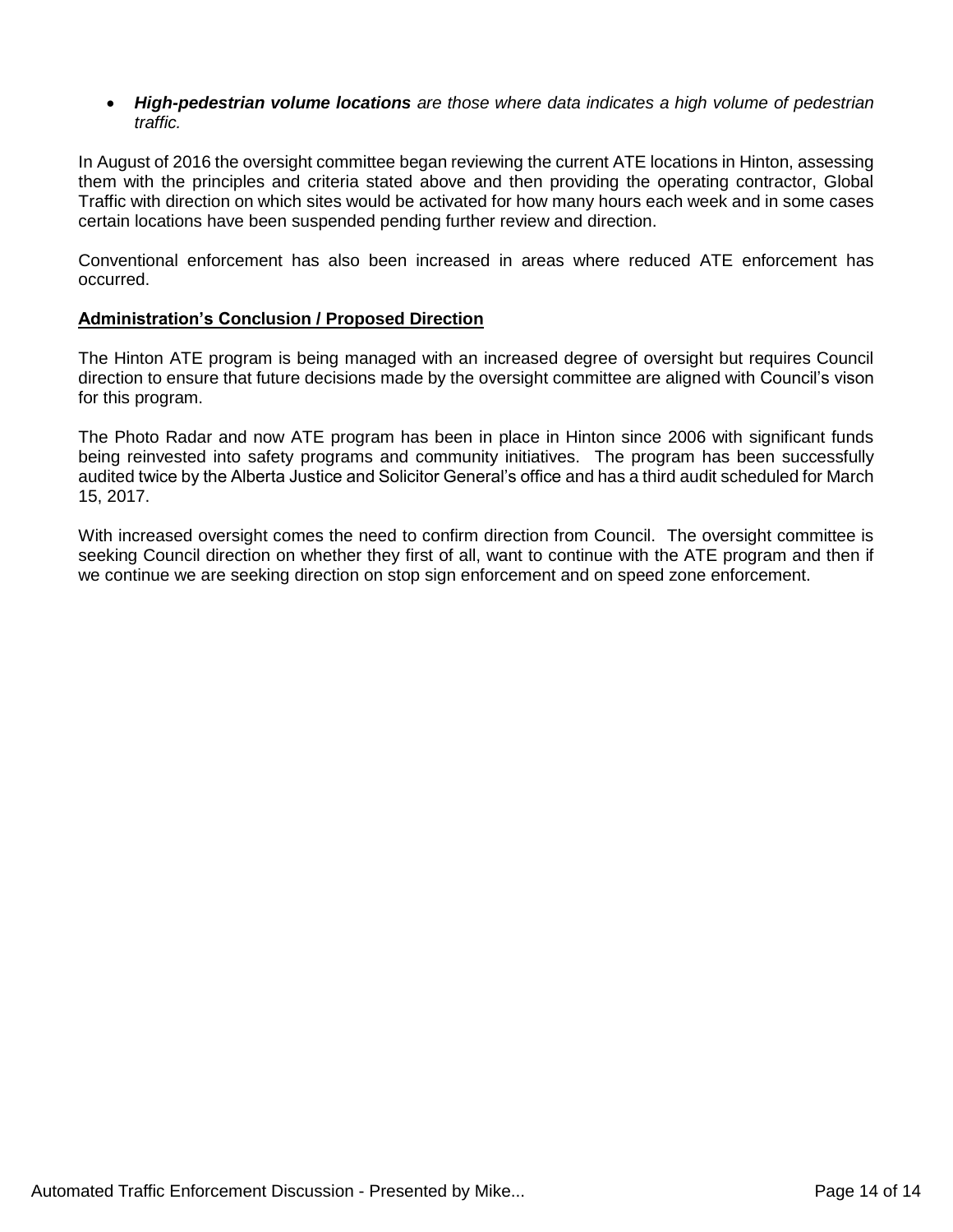- ***High-pedestrian volume locations*** *are those where data indicates a high volume of pedestrian traffic.*

In August of 2016 the oversight committee began reviewing the current ATE locations in Hinton, assessing them with the principles and criteria stated above and then providing the operating contractor, Global Traffic with direction on which sites would be activated for how many hours each week and in some cases certain locations have been suspended pending further review and direction.

Conventional enforcement has also been increased in areas where reduced ATE enforcement has occurred.

**Administration's Conclusion / Proposed Direction**

The Hinton ATE program is being managed with an increased degree of oversight but requires Council direction to ensure that future decisions made by the oversight committee are aligned with Council's vison for this program.

The Photo Radar and now ATE program has been in place in Hinton since 2006 with significant funds being reinvested into safety programs and community initiatives. The program has been successfully audited twice by the Alberta Justice and Solicitor General's office and has a third audit scheduled for March 15, 2017.

With increased oversight comes the need to confirm direction from Council. The oversight committee is seeking Council direction on whether they first of all, want to continue with the ATE program and then if we continue we are seeking direction on stop sign enforcement and on speed zone enforcement.